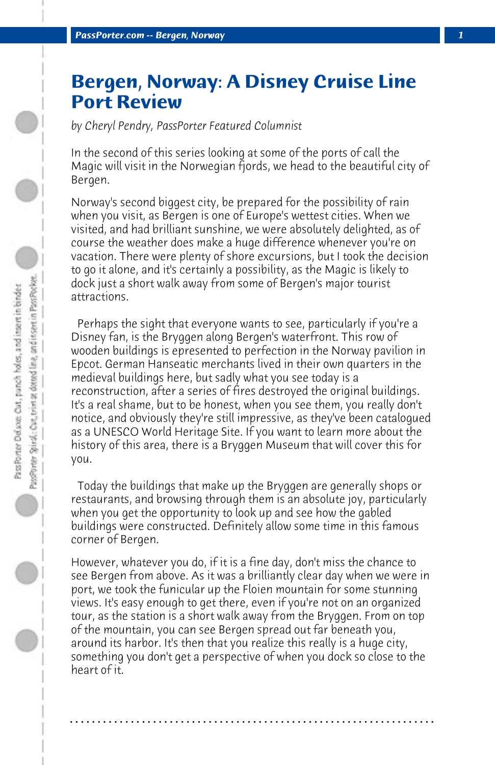# Bergen, Norway: A Disney Cruise Line Port Review

*by Cheryl Pendry, PassPorter Featured Columnist*

In the second of this series looking at some of the ports of call the Magic will visit in the Norwegian fjords, we head to the beautiful city of Bergen.

Norway's second biggest city, be prepared for the possibility of rain when you visit, as Bergen is one of Europe's wettest cities. When we visited, and had brilliant sunshine, we were absolutely delighted, as of course the weather does make a huge difference whenever you're on vacation. There were plenty of shore excursions, but I took the decision to go it alone, and it's certainly a possibility, as the Magic is likely to dock just a short walk away from some of Bergen's major tourist attractions.

Perhaps the sight that everyone wants to see, particularly if you're a Disney fan, is the Bryggen along Bergen's waterfront. This row of wooden buildings is epresented to perfection in the Norway pavilion in Epcot. German Hanseatic merchants lived in their own quarters in the medieval buildings here, but sadly what you see today is a reconstruction, after a series of fires destroyed the original buildings. It's a real shame, but to be honest, when you see them, you really don't notice, and obviously they're still impressive, as they've been catalogued as a UNESCO World Heritage Site. If you want to learn more about the history of this area, there is a Bryggen Museum that will cover this for you.

Today the buildings that make up the Bryggen are generally shops or restaurants, and browsing through them is an absolute joy, particularly when you get the opportunity to look up and see how the gabled buildings were constructed. Definitely allow some time in this famous corner of Bergen.

However, whatever you do, if it is a fine day, don't miss the chance to see Bergen from above. As it was a brilliantly clear day when we were in port, we took the funicular up the Floien mountain for some stunning views. It's easy enough to get there, even if you're not on an organized tour, as the station is a short walk away from the Bryggen. From on top of the mountain, you can see Bergen spread out far beneath you, around its harbor. It's then that you realize this really is a huge city, something you don't get a perspective of when you dock so close to the heart of it.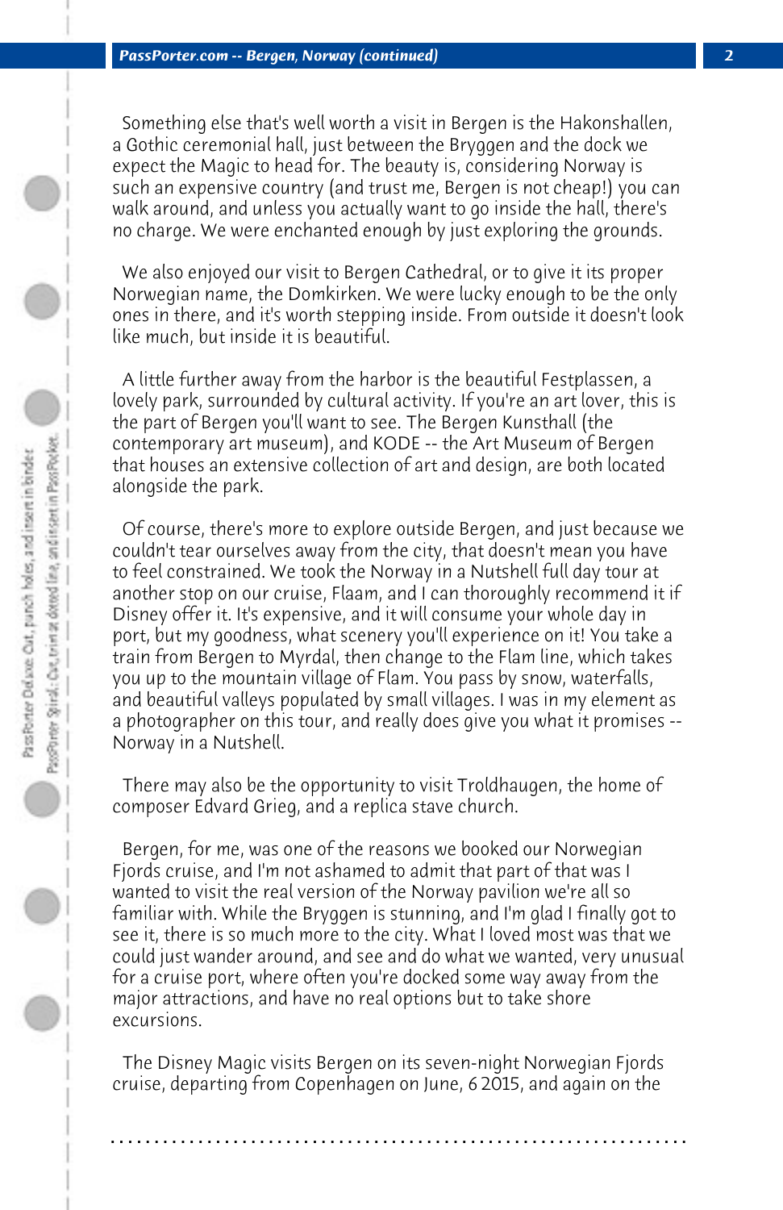Something else that's well worth a visit in Bergen is the Hakonshallen, a Gothic ceremonial hall, just between the Bryggen and the dock we expect the Magic to head for. The beauty is, considering Norway is such an expensive country (and trust me, Bergen is not cheap!) you can walk around, and unless you actually want to go inside the hall, there's no charge. We were enchanted enough by just exploring the grounds.

We also enjoyed our visit to Bergen Cathedral, or to give it its proper Norwegian name, the Domkirken. We were lucky enough to be the only ones in there, and it's worth stepping inside. From outside it doesn't look like much, but inside it is beautiful.

A little further away from the harbor is the beautiful Festplassen, a lovely park, surrounded by cultural activity. If you're an art lover, this is the part of Bergen you'll want to see. The Bergen Kunsthall (the contemporary art museum), and KODE -- the Art Museum of Bergen that houses an extensive collection of art and design, are both located alongside the park.

Of course, there's more to explore outside Bergen, and just because we couldn't tear ourselves away from the city, that doesn't mean you have to feel constrained. We took the Norway in a Nutshell full day tour at another stop on our cruise, Flaam, and I can thoroughly recommend it if Disney offer it. It's expensive, and it will consume your whole day in port, but my goodness, what scenery you'll experience on it! You take a train from Bergen to Myrdal, then change to the Flam line, which takes you up to the mountain village of Flam. You pass by snow, waterfalls, and beautiful valleys populated by small villages. I was in my element as a photographer on this tour, and really does give you what it promises -- Norway in a Nutshell.

There may also be the opportunity to visit Troldhaugen, the home of composer Edvard Grieg, and a replica stave church.

Bergen, for me, was one of the reasons we booked our Norwegian Fjords cruise, and I'm not ashamed to admit that part of that was I wanted to visit the real version of the Norway pavilion we're all so familiar with. While the Bryggen is stunning, and I'm glad I finally got to see it, there is so much more to the city. What I loved most was that we could just wander around, and see and do what we wanted, very unusual for a cruise port, where often you're docked some way away from the major attractions, and have no real options but to take shore excursions.

The Disney Magic visits Bergen on its seven-night Norwegian Fjords cruise, departing from Copenhagen on June, 6 2015, and again on the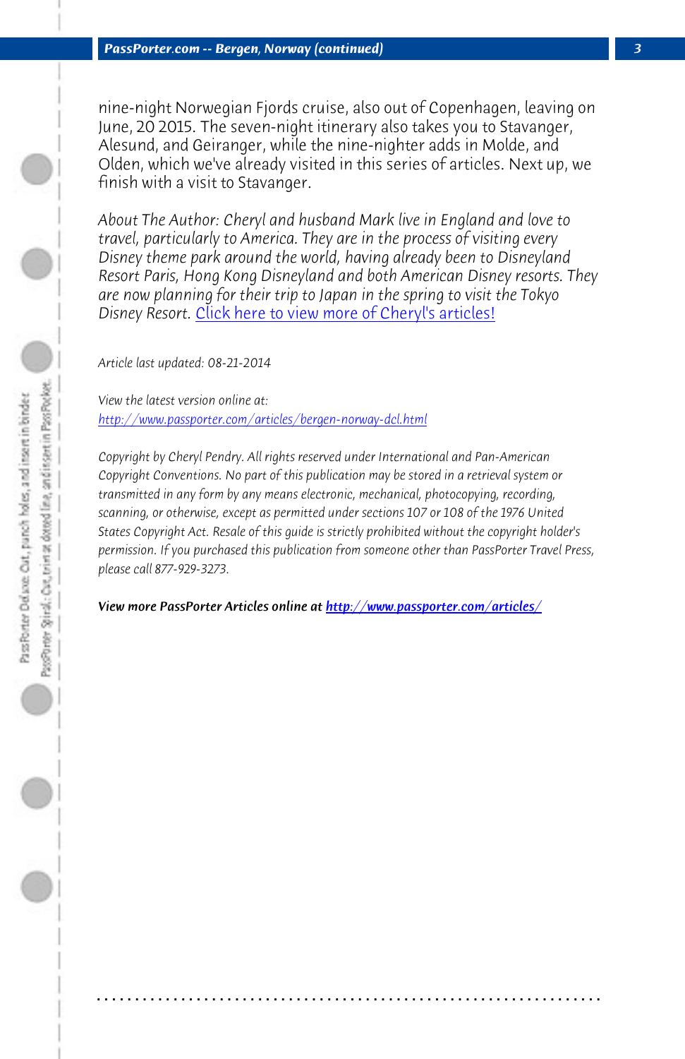nine-night Norwegian Fjords cruise, also out of Copenhagen, leaving on June, 20 2015. The seven-night itinerary also takes you to Stavanger, Alesund, and Geiranger, while the nine-nighter adds in Molde, and Olden, which we've already visited in this series of articles. Next up, we finish with a visit to Stavanger.

*About The Author: Cheryl and husband Mark live in England and love to travel, particularly to America. They are in the process of visiting every Disney theme park around the world, having already been to Disneyland Resort Paris, Hong Kong Disneyland and both American Disney resorts. They are now planning for their trip to Japan in the spring to visit the Tokyo Disney Resort.* [Click here to view more of Cheryl's articles!]

*Article last updated: 08-21-2014*

*View the latest version online at:*
[*http://www.passporter.com/articles/bergen-norway-dcl.html*]

*Copyright by Cheryl Pendry. All rights reserved under International and Pan-American Copyright Conventions. No part of this publication may be stored in a retrieval system or transmitted in any form by any means electronic, mechanical, photocopying, recording, scanning, or otherwise, except as permitted under sections 107 or 108 of the 1976 United States Copyright Act. Resale of this guide is strictly prohibited without the copyright holder's permission. If you purchased this publication from someone other than PassPorter Travel Press, please call 877-929-3273.*

***View more PassPorter Articles online at*** [***http://www.passporter.com/articles/***]